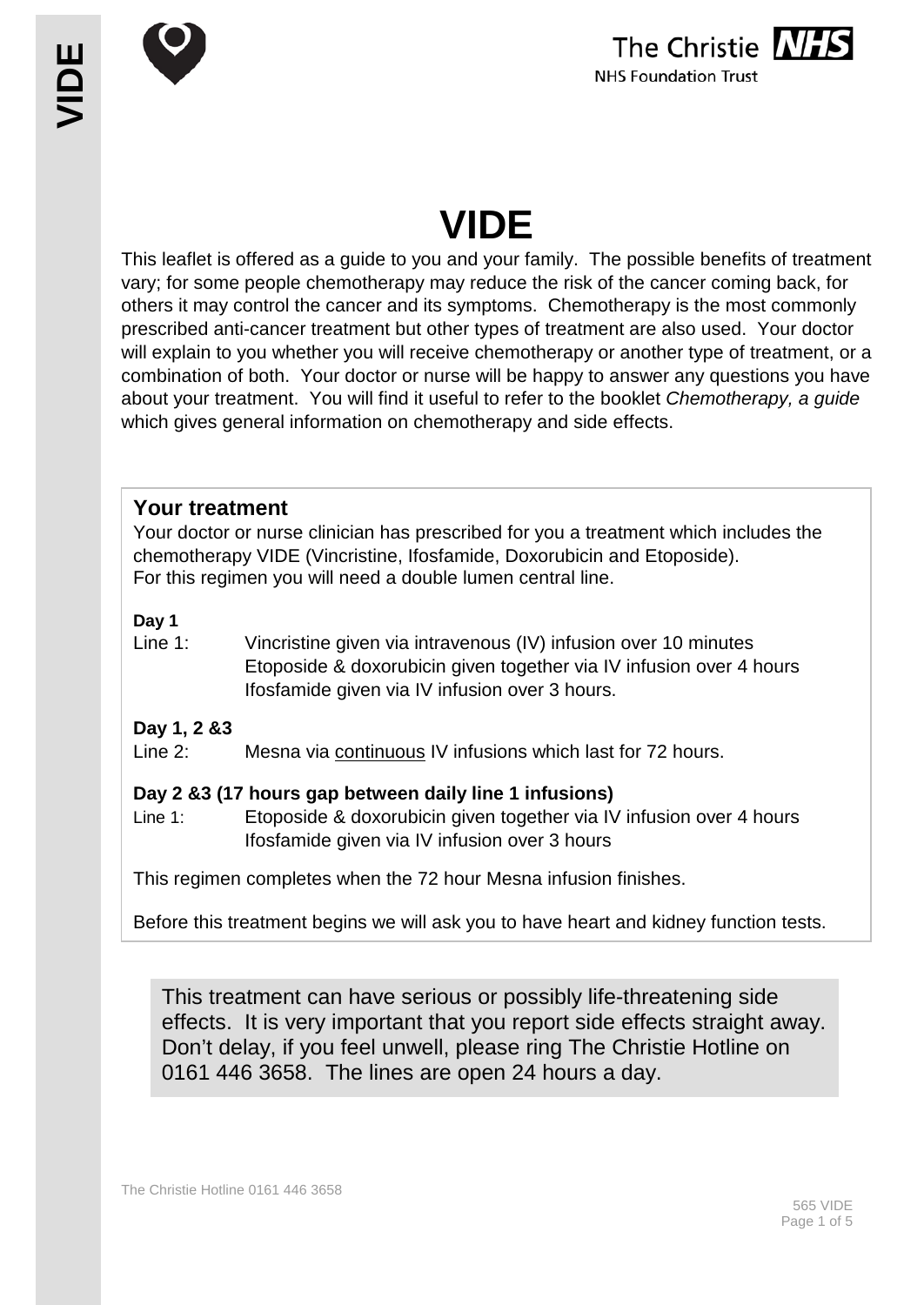# VIDE

This leaflet is offered as a guide to you and your family. The possible benefits of treatment vary; for some people chemotherapy may reduce the risk of the cancer coming back, for others it may control the cancer and its symptoms. Chemotherapy is the most commonly prescribed anti-cancer treatment but other types of treatment are also used. Your doctor will explain to you whether you will receive chemotherapy or another type of treatment, or a combination of both. Your doctor or nurse will be happy to answer any questions you have about your treatment. You will find it useful to refer to the booklet *Chemotherapy, a guide* which gives general information on chemotherapy and side effects.

## Your treatment

Your doctor or nurse clinician has prescribed for you a treatment which includes the chemotherapy VIDE (Vincristine, Ifosfamide, Doxorubicin and Etoposide).
For this regimen you will need a double lumen central line.

**Day 1**

Line 1: Vincristine given via intravenous (IV) infusion over 10 minutes
Etoposide & doxorubicin given together via IV infusion over 4 hours
Ifosfamide given via IV infusion over 3 hours.

**Day 1, 2 &3**

Line 2: Mesna via continuous IV infusions which last for 72 hours.

**Day 2 &3 (17 hours gap between daily line 1 infusions)**

Line 1: Etoposide & doxorubicin given together via IV infusion over 4 hours
Ifosfamide given via IV infusion over 3 hours

This regimen completes when the 72 hour Mesna infusion finishes.

Before this treatment begins we will ask you to have heart and kidney function tests.

This treatment can have serious or possibly life-threatening side effects. It is very important that you report side effects straight away. Don't delay, if you feel unwell, please ring The Christie Hotline on 0161 446 3658. The lines are open 24 hours a day.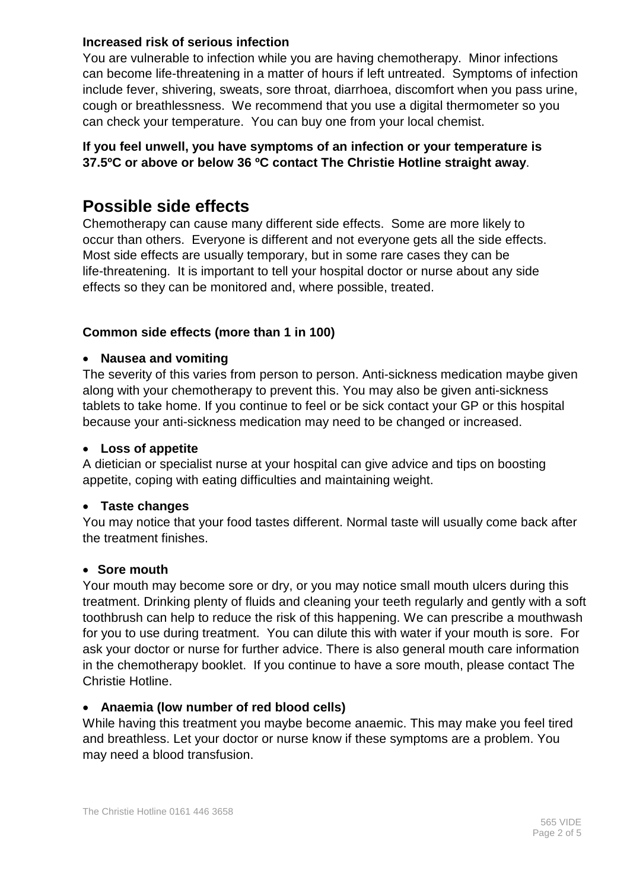**Increased risk of serious infection**

You are vulnerable to infection while you are having chemotherapy. Minor infections can become life-threatening in a matter of hours if left untreated. Symptoms of infection include fever, shivering, sweats, sore throat, diarrhoea, discomfort when you pass urine, cough or breathlessness. We recommend that you use a digital thermometer so you can check your temperature. You can buy one from your local chemist.

**If you feel unwell, you have symptoms of an infection or your temperature is 37.5ºC or above or below 36 ºC contact The Christie Hotline straight away**.

# Possible side effects

Chemotherapy can cause many different side effects. Some are more likely to occur than others. Everyone is different and not everyone gets all the side effects. Most side effects are usually temporary, but in some rare cases they can be life-threatening. It is important to tell your hospital doctor or nurse about any side effects so they can be monitored and, where possible, treated.

**Common side effects (more than 1 in 100)**

- **Nausea and vomiting**

The severity of this varies from person to person. Anti-sickness medication maybe given along with your chemotherapy to prevent this. You may also be given anti-sickness tablets to take home. If you continue to feel or be sick contact your GP or this hospital because your anti-sickness medication may need to be changed or increased.

- **Loss of appetite**

A dietician or specialist nurse at your hospital can give advice and tips on boosting appetite, coping with eating difficulties and maintaining weight.

- **Taste changes**

You may notice that your food tastes different. Normal taste will usually come back after the treatment finishes.

- **Sore mouth**

Your mouth may become sore or dry, or you may notice small mouth ulcers during this treatment. Drinking plenty of fluids and cleaning your teeth regularly and gently with a soft toothbrush can help to reduce the risk of this happening. We can prescribe a mouthwash for you to use during treatment. You can dilute this with water if your mouth is sore. For ask your doctor or nurse for further advice. There is also general mouth care information in the chemotherapy booklet. If you continue to have a sore mouth, please contact The Christie Hotline.

- **Anaemia (low number of red blood cells)**

While having this treatment you maybe become anaemic. This may make you feel tired and breathless. Let your doctor or nurse know if these symptoms are a problem. You may need a blood transfusion.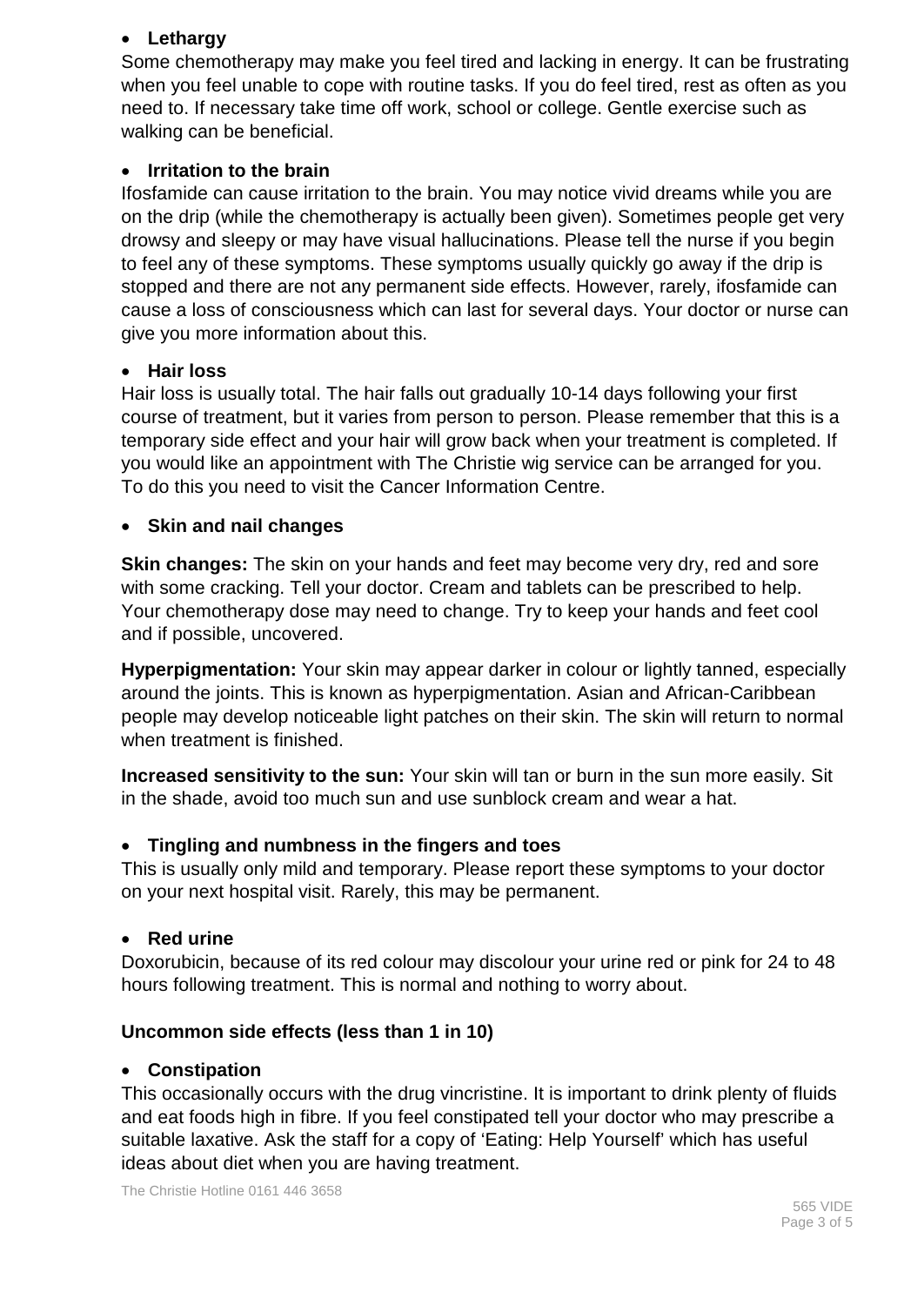- **Lethargy**

Some chemotherapy may make you feel tired and lacking in energy. It can be frustrating when you feel unable to cope with routine tasks. If you do feel tired, rest as often as you need to. If necessary take time off work, school or college. Gentle exercise such as walking can be beneficial.

- **Irritation to the brain**

Ifosfamide can cause irritation to the brain. You may notice vivid dreams while you are on the drip (while the chemotherapy is actually been given). Sometimes people get very drowsy and sleepy or may have visual hallucinations. Please tell the nurse if you begin to feel any of these symptoms. These symptoms usually quickly go away if the drip is stopped and there are not any permanent side effects. However, rarely, ifosfamide can cause a loss of consciousness which can last for several days. Your doctor or nurse can give you more information about this.

- **Hair loss**

Hair loss is usually total. The hair falls out gradually 10-14 days following your first course of treatment, but it varies from person to person. Please remember that this is a temporary side effect and your hair will grow back when your treatment is completed. If you would like an appointment with The Christie wig service can be arranged for you. To do this you need to visit the Cancer Information Centre.

- **Skin and nail changes**

**Skin changes:** The skin on your hands and feet may become very dry, red and sore with some cracking. Tell your doctor. Cream and tablets can be prescribed to help. Your chemotherapy dose may need to change. Try to keep your hands and feet cool and if possible, uncovered.

**Hyperpigmentation:** Your skin may appear darker in colour or lightly tanned, especially around the joints. This is known as hyperpigmentation. Asian and African-Caribbean people may develop noticeable light patches on their skin. The skin will return to normal when treatment is finished.

**Increased sensitivity to the sun:** Your skin will tan or burn in the sun more easily. Sit in the shade, avoid too much sun and use sunblock cream and wear a hat.

- **Tingling and numbness in the fingers and toes**

This is usually only mild and temporary. Please report these symptoms to your doctor on your next hospital visit. Rarely, this may be permanent.

- **Red urine**

Doxorubicin, because of its red colour may discolour your urine red or pink for 24 to 48 hours following treatment. This is normal and nothing to worry about.

**Uncommon side effects (less than 1 in 10)**

- **Constipation**

This occasionally occurs with the drug vincristine. It is important to drink plenty of fluids and eat foods high in fibre. If you feel constipated tell your doctor who may prescribe a suitable laxative. Ask the staff for a copy of 'Eating: Help Yourself' which has useful ideas about diet when you are having treatment.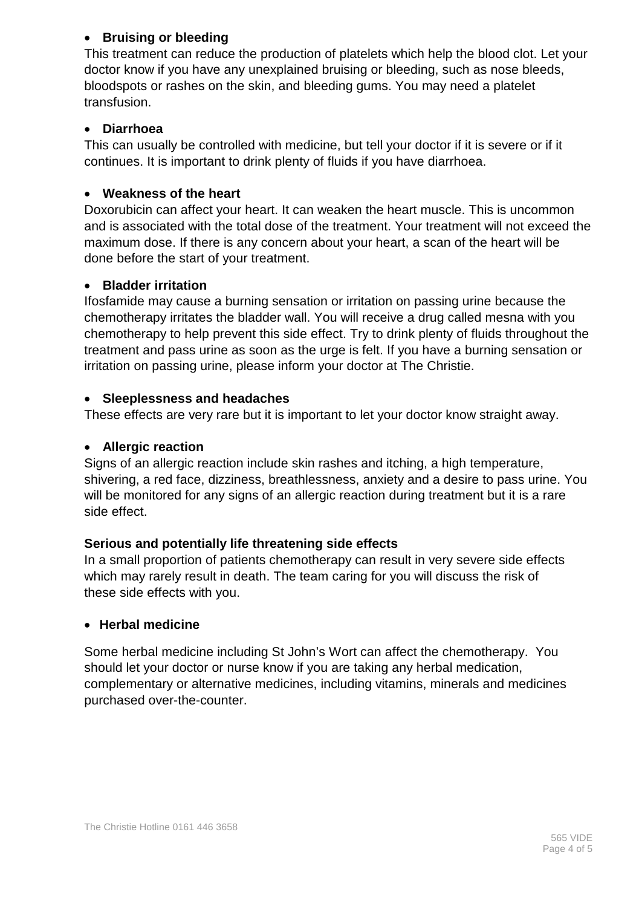- **Bruising or bleeding**

This treatment can reduce the production of platelets which help the blood clot. Let your doctor know if you have any unexplained bruising or bleeding, such as nose bleeds, bloodspots or rashes on the skin, and bleeding gums. You may need a platelet transfusion.

- **Diarrhoea**

This can usually be controlled with medicine, but tell your doctor if it is severe or if it continues. It is important to drink plenty of fluids if you have diarrhoea.

- **Weakness of the heart**

Doxorubicin can affect your heart. It can weaken the heart muscle. This is uncommon and is associated with the total dose of the treatment. Your treatment will not exceed the maximum dose. If there is any concern about your heart, a scan of the heart will be done before the start of your treatment.

- **Bladder irritation**

Ifosfamide may cause a burning sensation or irritation on passing urine because the chemotherapy irritates the bladder wall. You will receive a drug called mesna with you chemotherapy to help prevent this side effect. Try to drink plenty of fluids throughout the treatment and pass urine as soon as the urge is felt. If you have a burning sensation or irritation on passing urine, please inform your doctor at The Christie.

- **Sleeplessness and headaches**

These effects are very rare but it is important to let your doctor know straight away.

- **Allergic reaction**

Signs of an allergic reaction include skin rashes and itching, a high temperature, shivering, a red face, dizziness, breathlessness, anxiety and a desire to pass urine. You will be monitored for any signs of an allergic reaction during treatment but it is a rare side effect.

**Serious and potentially life threatening side effects**

In a small proportion of patients chemotherapy can result in very severe side effects which may rarely result in death. The team caring for you will discuss the risk of these side effects with you.

- **Herbal medicine**

Some herbal medicine including St John's Wort can affect the chemotherapy. You should let your doctor or nurse know if you are taking any herbal medication, complementary or alternative medicines, including vitamins, minerals and medicines purchased over-the-counter.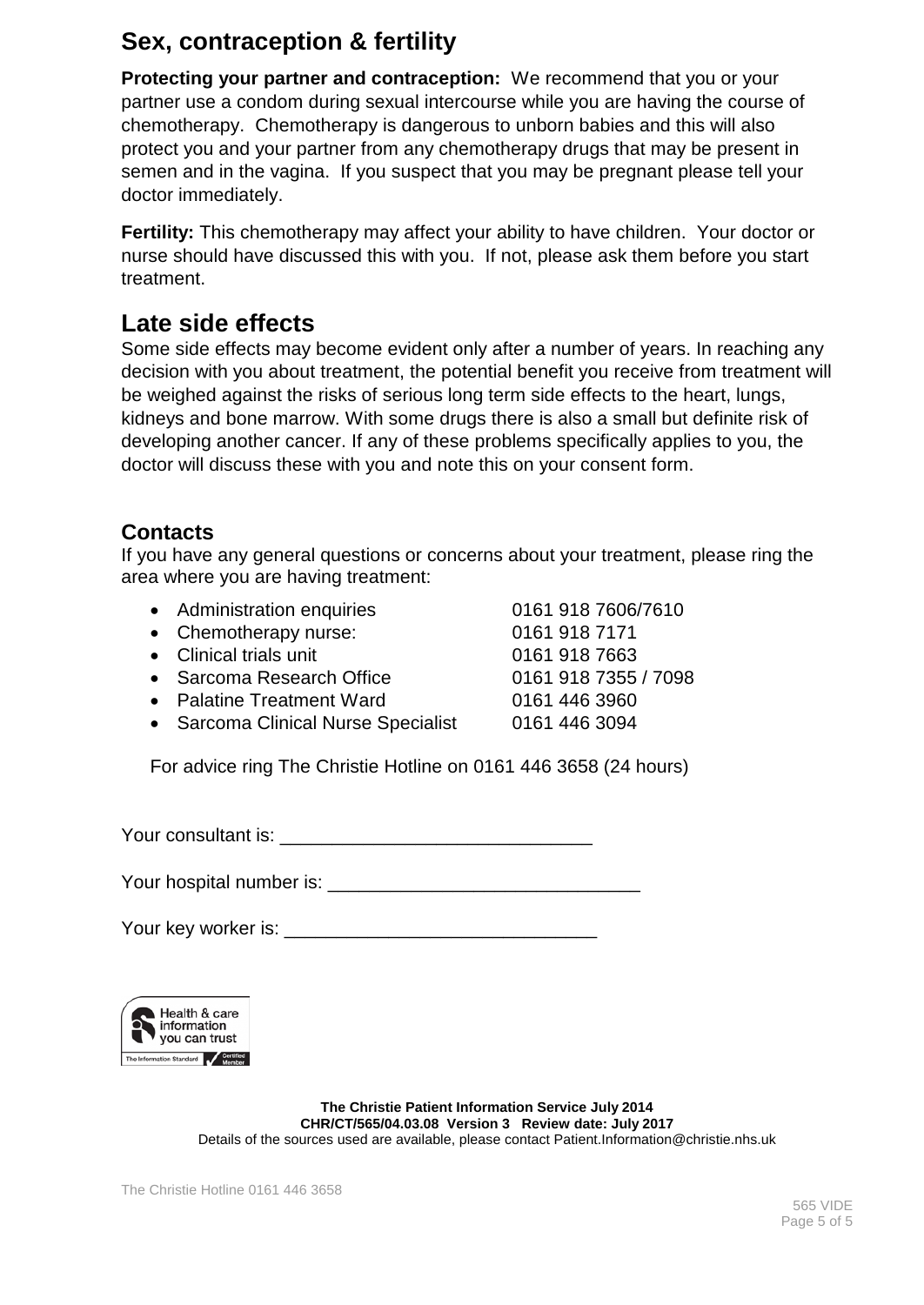## Sex, contraception & fertility

**Protecting your partner and contraception:** We recommend that you or your partner use a condom during sexual intercourse while you are having the course of chemotherapy. Chemotherapy is dangerous to unborn babies and this will also protect you and your partner from any chemotherapy drugs that may be present in semen and in the vagina. If you suspect that you may be pregnant please tell your doctor immediately.

**Fertility:** This chemotherapy may affect your ability to have children. Your doctor or nurse should have discussed this with you. If not, please ask them before you start treatment.

## Late side effects

Some side effects may become evident only after a number of years. In reaching any decision with you about treatment, the potential benefit you receive from treatment will be weighed against the risks of serious long term side effects to the heart, lungs, kidneys and bone marrow. With some drugs there is also a small but definite risk of developing another cancer. If any of these problems specifically applies to you, the doctor will discuss these with you and note this on your consent form.

### Contacts

If you have any general questions or concerns about your treatment, please ring the area where you are having treatment:

- Administration enquiries 0161 918 7606/7610
- Chemotherapy nurse: 0161 918 7171
- Clinical trials unit 0161 918 7663
- Sarcoma Research Office 0161 918 7355 / 7098
- Palatine Treatment Ward 0161 446 3960
- Sarcoma Clinical Nurse Specialist 0161 446 3094

For advice ring The Christie Hotline on 0161 446 3658 (24 hours)

Your consultant is: ______________________________

Your hospital number is: ______________________________

Your key worker is: ______________________________

Health & care information you can trust

The Information Standard Certified Member

**The Christie Patient Information Service July 2014**
**CHR/CT/565/04.03.08 Version 3 Review date: July 2017**
Details of the sources used are available, please contact Patient.Information@christie.nhs.uk